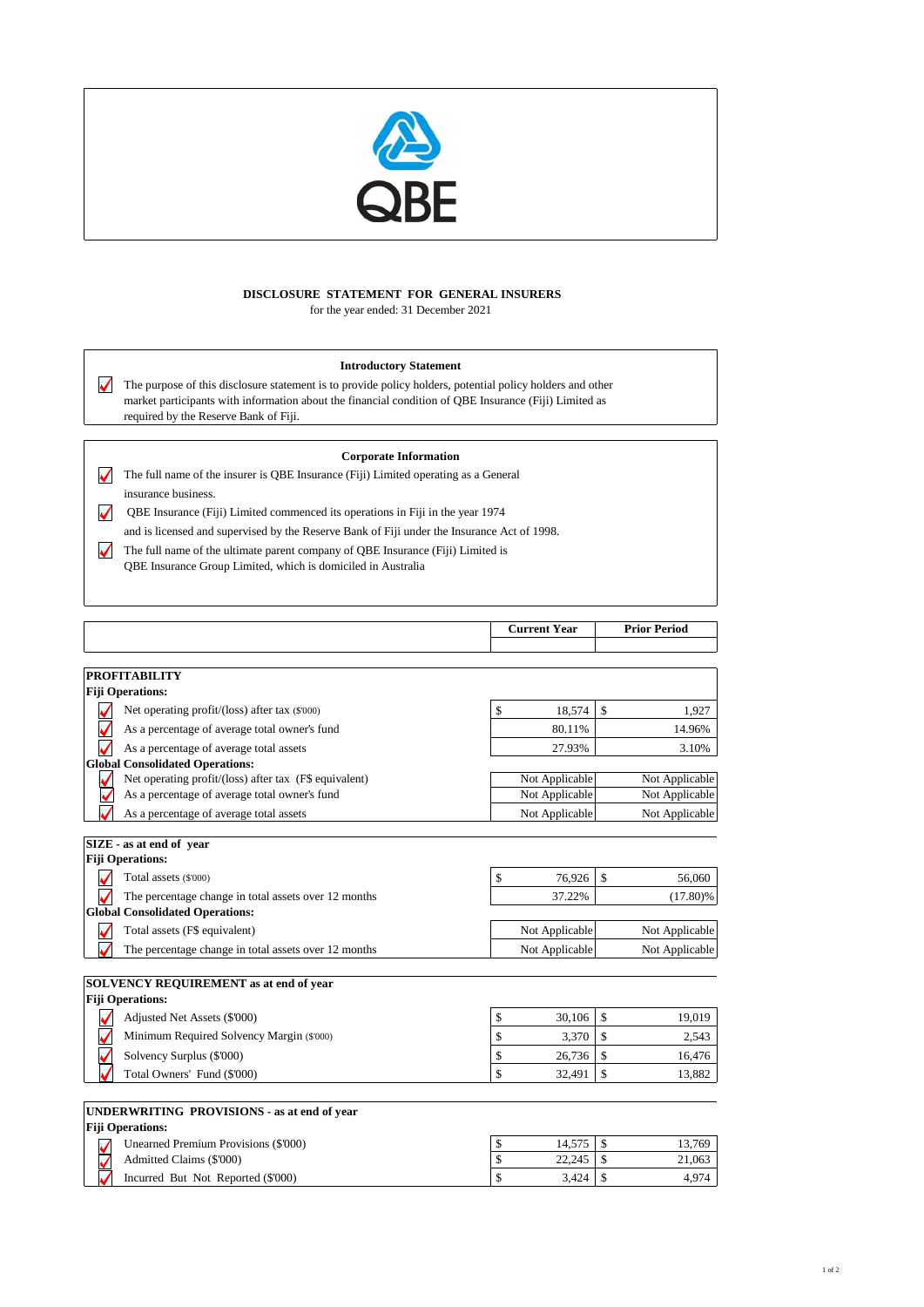QBE

# DISCLOSURE STATEMENT FOR GENERAL INSURERS

for the year ended: 31 December 2021

## Introductory Statement

- ✓ The purpose of this disclosure statement is to provide policy holders, potential policy holders and other market participants with information about the financial condition of QBE Insurance (Fiji) Limited as required by the Reserve Bank of Fiji.

## Corporate Information

- ✓ The full name of the insurer is QBE Insurance (Fiji) Limited operating as a General insurance business.
- ✓ QBE Insurance (Fiji) Limited commenced its operations in Fiji in the year 1974 and is licensed and supervised by the Reserve Bank of Fiji under the Insurance Act of 1998.
- ✓ The full name of the ultimate parent company of QBE Insurance (Fiji) Limited is QBE Insurance Group Limited, which is domiciled in Australia

| | Current Year | Prior Period |
|---|---|---|
| **PROFITABILITY** | | |
| **Fiji Operations:** | | |
| ✓ Net operating profit/(loss) after tax ($'000) | $ 18,574 | $ 1,927 |
| ✓ As a percentage of average total owner's fund | 80.11% | 14.96% |
| ✓ As a percentage of average total assets | 27.93% | 3.10% |
| **Global Consolidated Operations:** | | |
| ✓ Net operating profit/(loss) after tax (F$ equivalent) | Not Applicable | Not Applicable |
| ✓ As a percentage of average total owner's fund | Not Applicable | Not Applicable |
| ✓ As a percentage of average total assets | Not Applicable | Not Applicable |
| **SIZE - as at end of year** | | |
| **Fiji Operations:** | | |
| ✓ Total assets ($'000) | $ 76,926 | $ 56,060 |
| ✓ The percentage change in total assets over 12 months | 37.22% | (17.80)% |
| **Global Consolidated Operations:** | | |
| ✓ Total assets (F$ equivalent) | Not Applicable | Not Applicable |
| ✓ The percentage change in total assets over 12 months | Not Applicable | Not Applicable |
| **SOLVENCY REQUIREMENT as at end of year** | | |
| **Fiji Operations:** | | |
| ✓ Adjusted Net Assets ($'000) | $ 30,106 | $ 19,019 |
| ✓ Minimum Required Solvency Margin ($'000) | $ 3,370 | $ 2,543 |
| ✓ Solvency Surplus ($'000) | $ 26,736 | $ 16,476 |
| ✓ Total Owners' Fund ($'000) | $ 32,491 | $ 13,882 |
| **UNDERWRITING PROVISIONS - as at end of year** | | |
| **Fiji Operations:** | | |
| ✓ Unearned Premium Provisions ($'000) | $ 14,575 | $ 13,769 |
| ✓ Admitted Claims ($'000) | $ 22,245 | $ 21,063 |
| ✓ Incurred But Not Reported ($'000) | $ 3,424 | $ 4,974 |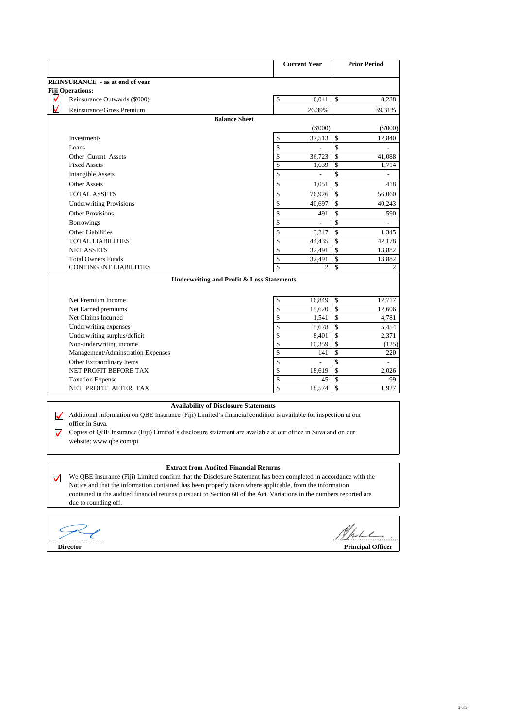| | Current Year | Prior Period |
|---|---|---|
| **REINSURANCE - as at end of year** | | |
| **Fiji Operations:** | | |
| Reinsurance Outwards ($'000) | $ 6,041 | $ 8,238 |
| Reinsurance/Gross Premium | 26.39% | 39.31% |
| **Balance Sheet** | | |
| | ($'000) | ($'000) |
| Investments | $ 37,513 | $ 12,840 |
| Loans | $ - | $ - |
| Other Curent Assets | $ 36,723 | $ 41,088 |
| Fixed Assets | $ 1,639 | $ 1,714 |
| Intangible Assets | $ - | $ - |
| Other Assets | $ 1,051 | $ 418 |
| TOTAL ASSETS | $ 76,926 | $ 56,060 |
| Underwriting Provisions | $ 40,697 | $ 40,243 |
| Other Provisions | $ 491 | $ 590 |
| Borrowings | $ - | $ - |
| Other Liabilities | $ 3,247 | $ 1,345 |
| TOTAL LIABILITIES | $ 44,435 | $ 42,178 |
| NET ASSETS | $ 32,491 | $ 13,882 |
| Total Owners Funds | $ 32,491 | $ 13,882 |
| CONTINGENT LIABILITIES | $ 2 | $ 2 |
| **Underwriting and Profit & Loss Statements** | | |
| Net Premium Income | $ 16,849 | $ 12,717 |
| Net Earned premiums | $ 15,620 | $ 12,606 |
| Net Claims Incurred | $ 1,541 | $ 4,781 |
| Underwriting expenses | $ 5,678 | $ 5,454 |
| Underwriting surplus/deficit | $ 8,401 | $ 2,371 |
| Non-underwriting income | $ 10,359 | $ (125) |
| Management/Adminstration Expenses | $ 141 | $ 220 |
| Other Extraordinary Items | $ - | $ - |
| NET PROFIT BEFORE TAX | $ 18,619 | $ 2,026 |
| Taxation Expense | $ 45 | $ 99 |
| NET PROFIT AFTER TAX | $ 18,574 | $ 1,927 |

**Availability of Disclosure Statements**

- Additional information on QBE Insurance (Fiji) Limited's financial condition is available for inspection at our office in Suva.
- Copies of QBE Insurance (Fiji) Limited's disclosure statement are available at our office in Suva and on our website; www.qbe.com/pi

**Extract from Audited Financial Returns**

We QBE Insurance (Fiji) Limited confirm that the Disclosure Statement has been completed in accordance with the Notice and that the information contained has been properly taken where applicable, from the information contained in the audited financial returns pursuant to Section 60 of the Act. Variations in the numbers reported are due to rounding off.

| | |
|---|---|
| ……………………… | ……………………… |
| **Director** | **Principal Officer** |